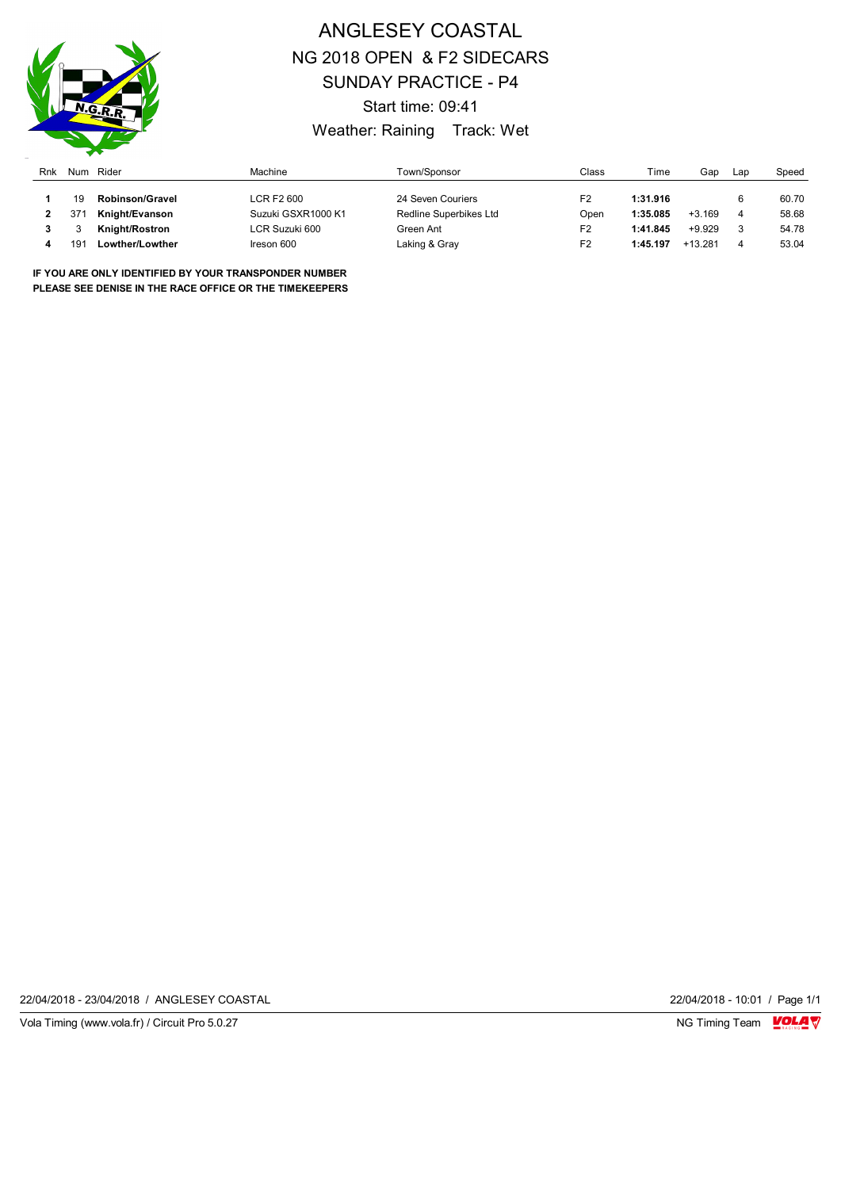# ANGLESEY COASTAL

## NG 2018 OPEN & F2 SIDECARS

## SUNDAY PRACTICE - P4

Start time: 09:41

Weather: Raining Track: Wet

| Rnk | Num | Rider | Machine | Town/Sponsor | Class | Time | Gap | Lap | Speed |
|---|---|---|---|---|---|---|---|---|---|
| **1** | 19 | **Robinson/Gravel** | LCR F2 600 | 24 Seven Couriers | F2 | **1:31.916** | | 6 | 60.70 |
| **2** | 371 | **Knight/Evanson** | Suzuki GSXR1000 K1 | Redline Superbikes Ltd | Open | **1:35.085** | +3.169 | 4 | 58.68 |
| **3** | 3 | **Knight/Rostron** | LCR Suzuki 600 | Green Ant | F2 | **1:41.845** | +9.929 | 3 | 54.78 |
| **4** | 191 | **Lowther/Lowther** | Ireson 600 | Laking & Gray | F2 | **1:45.197** | +13.281 | 4 | 53.04 |

**IF YOU ARE ONLY IDENTIFIED BY YOUR TRANSPONDER NUMBER**
**PLEASE SEE DENISE IN THE RACE OFFICE OR THE TIMEKEEPERS**

22/04/2018 - 23/04/2018 / ANGLESEY COASTAL

22/04/2018 - 10:01

Vola Timing (www.vola.fr) / Circuit Pro 5.0.27

NG Timing Team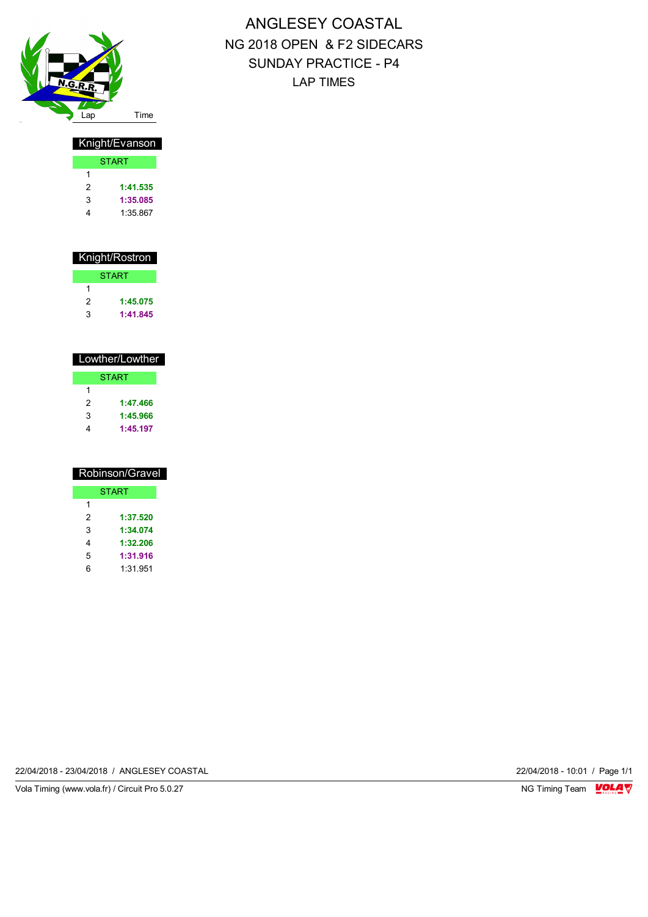# ANGLESEY COASTAL

## NG 2018 OPEN & F2 SIDECARS

## SUNDAY PRACTICE - P4

## LAP TIMES

### Knight/Evanson

| Lap | Time |
|---|---|
| START | |
| 1 | |
| 2 | **1:41.535** |
| 3 | **1:35.085** |
| 4 | 1:35.867 |

### Knight/Rostron

| Lap | Time |
|---|---|
| START | |
| 1 | |
| 2 | **1:45.075** |
| 3 | **1:41.845** |

### Lowther/Lowther

| Lap | Time |
|---|---|
| START | |
| 1 | |
| 2 | **1:47.466** |
| 3 | **1:45.966** |
| 4 | **1:45.197** |

### Robinson/Gravel

| Lap | Time |
|---|---|
| START | |
| 1 | |
| 2 | **1:37.520** |
| 3 | **1:34.074** |
| 4 | **1:32.206** |
| 5 | **1:31.916** |
| 6 | 1:31.951 |

22/04/2018 - 23/04/2018 / ANGLESEY COASTAL — 22/04/2018 - 10:01

Vola Timing (www.vola.fr) / Circuit Pro 5.0.27 — NG Timing Team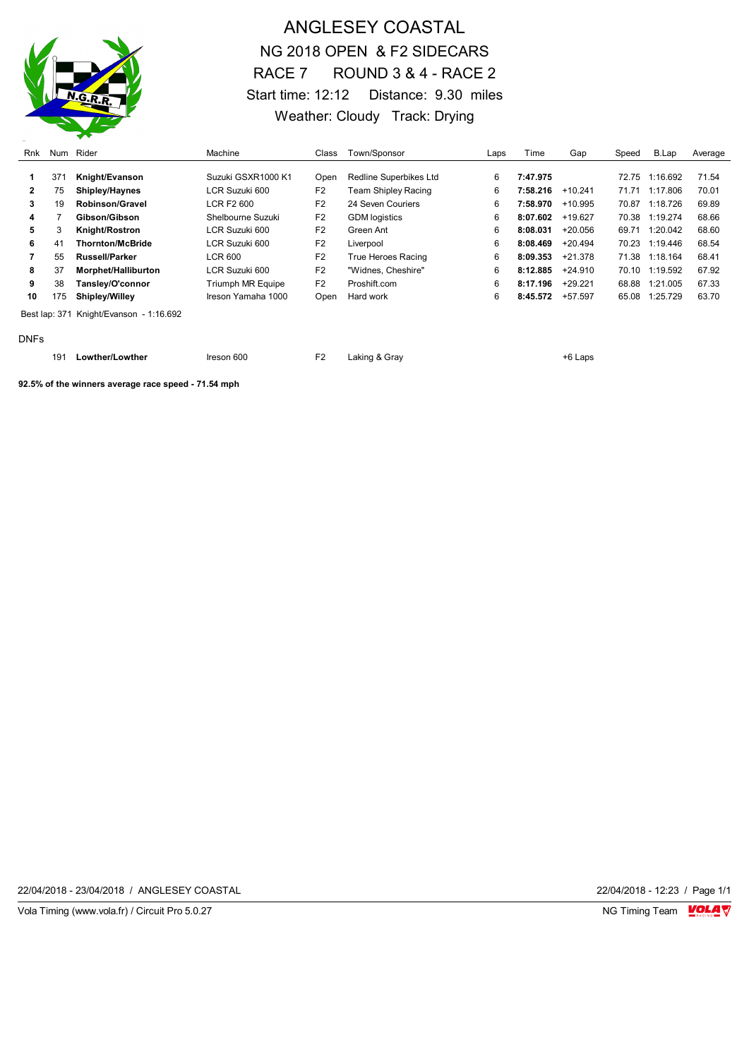# ANGLESEY COASTAL

## NG 2018 OPEN & F2 SIDECARS

## RACE 7 ROUND 3 & 4 - RACE 2

Start time: 12:12 Distance: 9.30 miles

Weather: Cloudy Track: Drying

| Rnk | Num | Rider | Machine | Class | Town/Sponsor | Laps | Time | Gap | Speed | B.Lap | Average |
|---|---|---|---|---|---|---|---|---|---|---|---|
| **1** | 371 | **Knight/Evanson** | Suzuki GSXR1000 K1 | Open | Redline Superbikes Ltd | 6 | **7:47.975** | | 72.75 | 1:16.692 | 71.54 |
| **2** | 75 | **Shipley/Haynes** | LCR Suzuki 600 | F2 | Team Shipley Racing | 6 | **7:58.216** | +10.241 | 71.71 | 1:17.806 | 70.01 |
| **3** | 19 | **Robinson/Gravel** | LCR F2 600 | F2 | 24 Seven Couriers | 6 | **7:58.970** | +10.995 | 70.87 | 1:18.726 | 69.89 |
| **4** | 7 | **Gibson/Gibson** | Shelbourne Suzuki | F2 | GDM logistics | 6 | **8:07.602** | +19.627 | 70.38 | 1:19.274 | 68.66 |
| **5** | 3 | **Knight/Rostron** | LCR Suzuki 600 | F2 | Green Ant | 6 | **8:08.031** | +20.056 | 69.71 | 1:20.042 | 68.60 |
| **6** | 41 | **Thornton/McBride** | LCR Suzuki 600 | F2 | Liverpool | 6 | **8:08.469** | +20.494 | 70.23 | 1:19.446 | 68.54 |
| **7** | 55 | **Russell/Parker** | LCR 600 | F2 | True Heroes Racing | 6 | **8:09.353** | +21.378 | 71.38 | 1:18.164 | 68.41 |
| **8** | 37 | **Morphet/Halliburton** | LCR Suzuki 600 | F2 | "Widnes, Cheshire" | 6 | **8:12.885** | +24.910 | 70.10 | 1:19.592 | 67.92 |
| **9** | 38 | **Tansley/O'connor** | Triumph MR Equipe | F2 | Proshift.com | 6 | **8:17.196** | +29.221 | 68.88 | 1:21.005 | 67.33 |
| **10** | 175 | **Shipley/Willey** | Ireson Yamaha 1000 | Open | Hard work | 6 | **8:45.572** | +57.597 | 65.08 | 1:25.729 | 63.70 |

Best lap: 371 Knight/Evanson - 1:16.692

DNFs

| Rnk | Num | Rider | Machine | Class | Town/Sponsor | Laps | Time | Gap | Speed | B.Lap | Average |
|---|---|---|---|---|---|---|---|---|---|---|---|
| | 191 | **Lowther/Lowther** | Ireson 600 | F2 | Laking & Gray | | | +6 Laps | | | |

**92.5% of the winners average race speed - 71.54 mph**

22/04/2018 - 23/04/2018 / ANGLESEY COASTAL 22/04/2018 - 12:23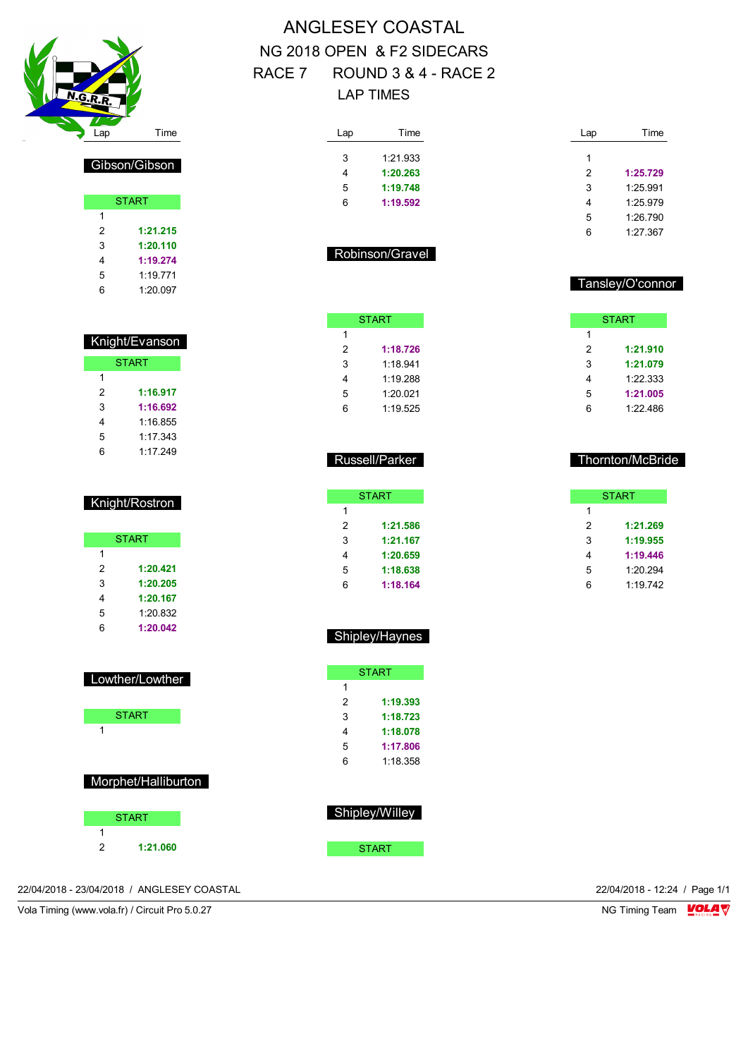# ANGLESEY COASTAL

## NG 2018 OPEN & F2 SIDECARS

## RACE 7 ROUND 3 & 4 - RACE 2

## LAP TIMES

### Gibson/Gibson

| Lap | Time |
|---|---|
| START | |
| 1 | |
| 2 | **1:21.215** |
| 3 | **1:20.110** |
| 4 | **1:19.274** |
| 5 | 1:19.771 |
| 6 | 1:20.097 |

### Knight/Evanson

| Lap | Time |
|---|---|
| START | |
| 1 | |
| 2 | **1:16.917** |
| 3 | **1:16.692** |
| 4 | 1:16.855 |
| 5 | 1:17.343 |
| 6 | 1:17.249 |

### Knight/Rostron

| Lap | Time |
|---|---|
| START | |
| 1 | |
| 2 | **1:20.421** |
| 3 | **1:20.205** |
| 4 | **1:20.167** |
| 5 | 1:20.832 |
| 6 | **1:20.042** |

### Lowther/Lowther

| Lap | Time |
|---|---|
| START | |
| 1 | |

### Morphet/Halliburton

| Lap | Time |
|---|---|
| START | |
| 1 | |
| 2 | **1:21.060** |
| 3 | 1:21.933 |
| 4 | **1:20.263** |
| 5 | **1:19.748** |
| 6 | **1:19.592** |

### Robinson/Gravel

| Lap | Time |
|---|---|
| START | |
| 1 | |
| 2 | **1:18.726** |
| 3 | 1:18.941 |
| 4 | 1:19.288 |
| 5 | 1:20.021 |
| 6 | 1:19.525 |

### Russell/Parker

| Lap | Time |
|---|---|
| START | |
| 1 | |
| 2 | **1:21.586** |
| 3 | **1:21.167** |
| 4 | **1:20.659** |
| 5 | **1:18.638** |
| 6 | **1:18.164** |

### Shipley/Haynes

| Lap | Time |
|---|---|
| START | |
| 1 | |
| 2 | **1:19.393** |
| 3 | **1:18.723** |
| 4 | **1:18.078** |
| 5 | **1:17.806** |
| 6 | 1:18.358 |

### Shipley/Willey

| Lap | Time |
|---|---|
| START | |
| 1 | |
| 2 | **1:25.729** |
| 3 | 1:25.991 |
| 4 | 1:25.979 |
| 5 | 1:26.790 |
| 6 | 1:27.367 |

### Tansley/O'connor

| Lap | Time |
|---|---|
| START | |
| 1 | |
| 2 | **1:21.910** |
| 3 | **1:21.079** |
| 4 | 1:22.333 |
| 5 | **1:21.005** |
| 6 | 1:22.486 |

### Thornton/McBride

| Lap | Time |
|---|---|
| START | |
| 1 | |
| 2 | **1:21.269** |
| 3 | **1:19.955** |
| 4 | **1:19.446** |
| 5 | 1:20.294 |
| 6 | 1:19.742 |

22/04/2018 - 23/04/2018 / ANGLESEY COASTAL

22/04/2018 - 12:24

Vola Timing (www.vola.fr) / Circuit Pro 5.0.27

NG Timing Team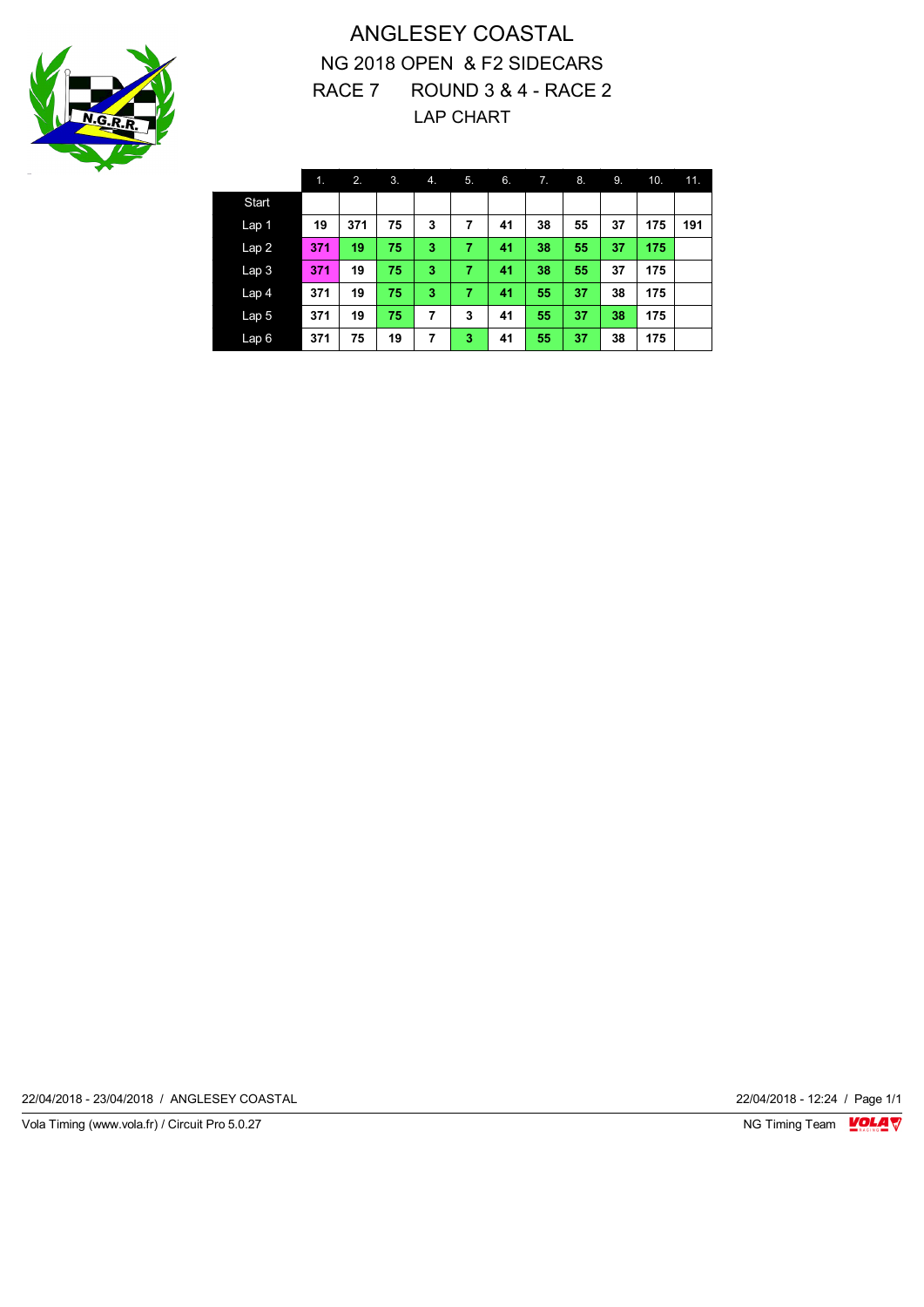# ANGLESEY COASTAL

## NG 2018 OPEN & F2 SIDECARS

## RACE 7 ROUND 3 & 4 - RACE 2

## LAP CHART

| | 1. | 2. | 3. | 4. | 5. | 6. | 7. | 8. | 9. | 10. | 11. |
|---|---|---|---|---|---|---|---|---|---|---|---|
| Start | | | | | | | | | | | |
| Lap 1 | 19 | 371 | 75 | 3 | 7 | 41 | 38 | 55 | 37 | 175 | 191 |
| Lap 2 | 371 | 19 | 75 | 3 | 7 | 41 | 38 | 55 | 37 | 175 | |
| Lap 3 | 371 | 19 | 75 | 3 | 7 | 41 | 38 | 55 | 37 | 175 | |
| Lap 4 | 371 | 19 | 75 | 3 | 7 | 41 | 55 | 37 | 38 | 175 | |
| Lap 5 | 371 | 19 | 75 | 7 | 3 | 41 | 55 | 37 | 38 | 175 | |
| Lap 6 | 371 | 75 | 19 | 7 | 3 | 41 | 55 | 37 | 38 | 175 | |

22/04/2018 - 23/04/2018 / ANGLESEY COASTAL

22/04/2018 - 12:24

Vola Timing (www.vola.fr) / Circuit Pro 5.0.27

NG Timing Team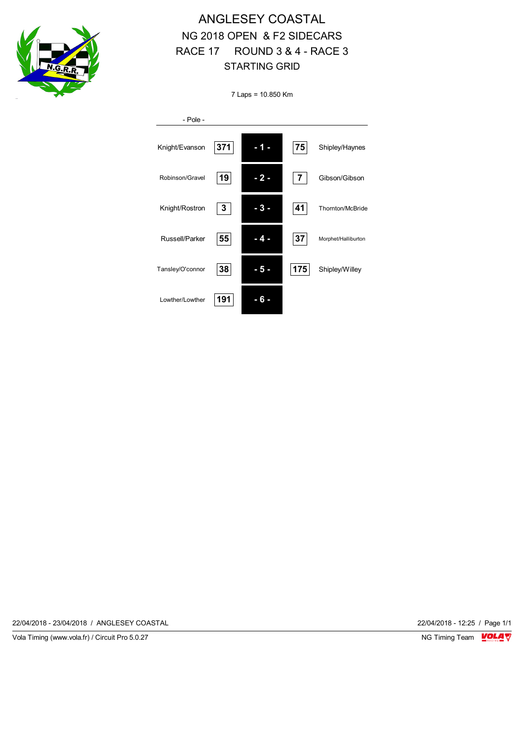# ANGLESEY COASTAL

## NG 2018 OPEN & F2 SIDECARS

## RACE 17 ROUND 3 & 4 - RACE 3

## STARTING GRID

7 Laps = 10.850 Km

- Pole -

| Name | No. | Row | No. | Name |
|---|---|---|---|---|
| Knight/Evanson | 371 | - 1 - | 75 | Shipley/Haynes |
| Robinson/Gravel | 19 | - 2 - | 7 | Gibson/Gibson |
| Knight/Rostron | 3 | - 3 - | 41 | Thornton/McBride |
| Russell/Parker | 55 | - 4 - | 37 | Morphet/Halliburton |
| Tansley/O'connor | 38 | - 5 - | 175 | Shipley/Willey |
| Lowther/Lowther | 191 | - 6 - | | |

22/04/2018 - 23/04/2018 / ANGLESEY COASTAL

22/04/2018 - 12:25

Vola Timing (www.vola.fr) / Circuit Pro 5.0.27

NG Timing Team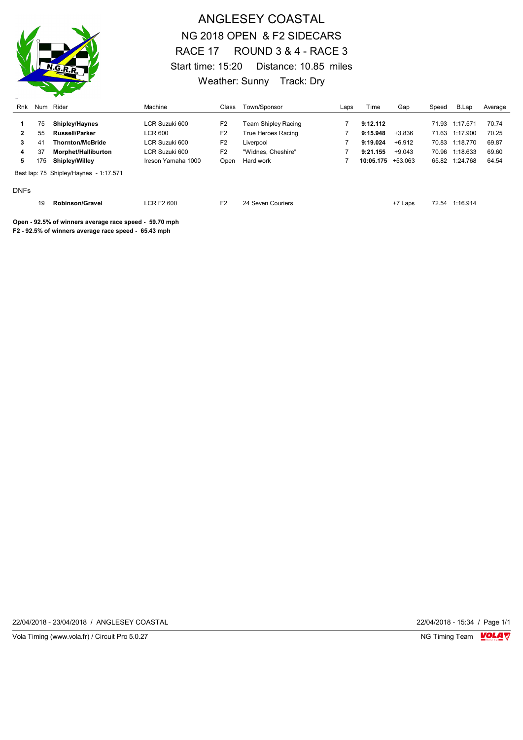# ANGLESEY COASTAL

## NG 2018 OPEN & F2 SIDECARS

## RACE 17 ROUND 3 & 4 - RACE 3

Start time: 15:20 Distance: 10.85 miles

Weather: Sunny Track: Dry

| Rnk | Num | Rider | Machine | Class | Town/Sponsor | Laps | Time | Gap | Speed | B.Lap | Average |
|---|---|---|---|---|---|---|---|---|---|---|---|
| **1** | 75 | **Shipley/Haynes** | LCR Suzuki 600 | F2 | Team Shipley Racing | 7 | **9:12.112** | | 71.93 | 1:17.571 | 70.74 |
| **2** | 55 | **Russell/Parker** | LCR 600 | F2 | True Heroes Racing | 7 | **9:15.948** | +3.836 | 71.63 | 1:17.900 | 70.25 |
| **3** | 41 | **Thornton/McBride** | LCR Suzuki 600 | F2 | Liverpool | 7 | **9:19.024** | +6.912 | 70.83 | 1:18.770 | 69.87 |
| **4** | 37 | **Morphet/Halliburton** | LCR Suzuki 600 | F2 | "Widnes, Cheshire" | 7 | **9:21.155** | +9.043 | 70.96 | 1:18.633 | 69.60 |
| **5** | 175 | **Shipley/Willey** | Ireson Yamaha 1000 | Open | Hard work | 7 | **10:05.175** | +53.063 | 65.82 | 1:24.768 | 64.54 |

Best lap: 75 Shipley/Haynes - 1:17.571

DNFs

| Rnk | Num | Rider | Machine | Class | Town/Sponsor | Laps | Time | Gap | Speed | B.Lap | Average |
|---|---|---|---|---|---|---|---|---|---|---|---|
| | 19 | **Robinson/Gravel** | LCR F2 600 | F2 | 24 Seven Couriers | | | +7 Laps | 72.54 | 1:16.914 | |

**Open - 92.5% of winners average race speed - 59.70 mph**

**F2 - 92.5% of winners average race speed - 65.43 mph**

22/04/2018 - 23/04/2018 / ANGLESEY COASTAL 22/04/2018 - 15:34

Vola Timing (www.vola.fr) / Circuit Pro 5.0.27 NG Timing Team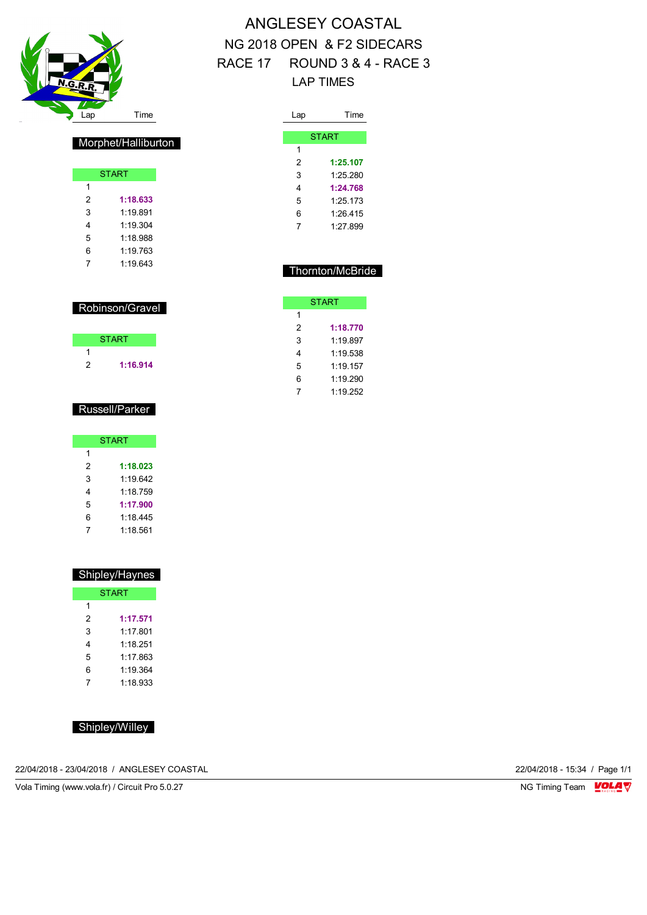# ANGLESEY COASTAL

## NG 2018 OPEN & F2 SIDECARS

## RACE 17 ROUND 3 & 4 - RACE 3

## LAP TIMES

### Morphet/Halliburton

| Lap | Time |
|---|---|
| START | |
| 1 | |
| 2 | **1:18.633** |
| 3 | 1:19.891 |
| 4 | 1:19.304 |
| 5 | 1:18.988 |
| 6 | 1:19.763 |
| 7 | 1:19.643 |

### Robinson/Gravel

| Lap | Time |
|---|---|
| START | |
| 1 | |
| 2 | **1:16.914** |

### Russell/Parker

| Lap | Time |
|---|---|
| START | |
| 1 | |
| 2 | **1:18.023** |
| 3 | 1:19.642 |
| 4 | 1:18.759 |
| 5 | **1:17.900** |
| 6 | 1:18.445 |
| 7 | 1:18.561 |

### Shipley/Haynes

| Lap | Time |
|---|---|
| START | |
| 1 | |
| 2 | **1:17.571** |
| 3 | 1:17.801 |
| 4 | 1:18.251 |
| 5 | 1:17.863 |
| 6 | 1:19.364 |
| 7 | 1:18.933 |

### Shipley/Willey

| Lap | Time |
|---|---|
| START | |
| 1 | |
| 2 | **1:25.107** |
| 3 | 1:25.280 |
| 4 | **1:24.768** |
| 5 | 1:25.173 |
| 6 | 1:26.415 |
| 7 | 1:27.899 |

### Thornton/McBride

| Lap | Time |
|---|---|
| START | |
| 1 | |
| 2 | **1:18.770** |
| 3 | 1:19.897 |
| 4 | 1:19.538 |
| 5 | 1:19.157 |
| 6 | 1:19.290 |
| 7 | 1:19.252 |

22/04/2018 - 23/04/2018 / ANGLESEY COASTAL

22/04/2018 - 15:34

Vola Timing (www.vola.fr) / Circuit Pro 5.0.27

NG Timing Team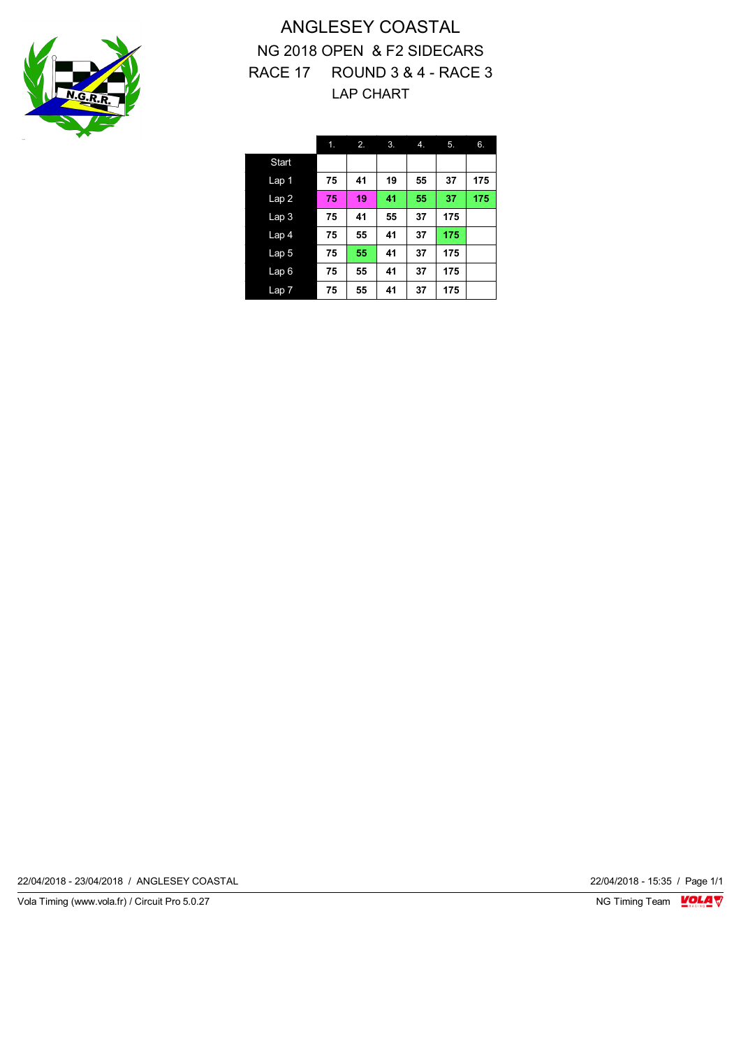# ANGLESEY COASTAL

## NG 2018 OPEN & F2 SIDECARS

## RACE 17 ROUND 3 & 4 - RACE 3

## LAP CHART

| | 1. | 2. | 3. | 4. | 5. | 6. |
|---|---|---|---|---|---|---|
| Start | | | | | | |
| Lap 1 | **75** | **41** | **19** | **55** | **37** | **175** |
| Lap 2 | **75** | **19** | **41** | **55** | **37** | **175** |
| Lap 3 | **75** | **41** | **55** | **37** | **175** | |
| Lap 4 | **75** | **55** | **41** | **37** | **175** | |
| Lap 5 | **75** | **55** | **41** | **37** | **175** | |
| Lap 6 | **75** | **55** | **41** | **37** | **175** | |
| Lap 7 | **75** | **55** | **41** | **37** | **175** | |

22/04/2018 - 23/04/2018 / ANGLESEY COASTAL

22/04/2018 - 15:35 / Page 1/1

Vola Timing (www.vola.fr) / Circuit Pro 5.0.27

NG Timing Team